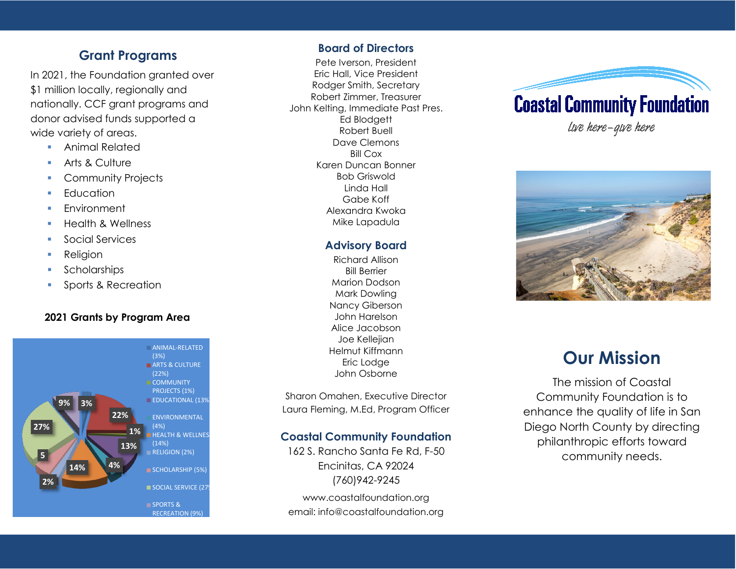## Grant Programs

In 2021, the Foundation granted over $1 million locally, regionally and nationally. CCF grant programs and donor advised funds supported a wide variety of areas.

- Animal Related
- Arts & Culture
- Community Projects
- Education
- Environment
- Health & Wellness
- Social Services
- Religion
- Scholarships
- Sports & Recreation

**2021 Grants by Program Area**

- ANIMAL-RELATED (3%)
- ARTS & CULTURE (22%)
- COMMUNITY PROJECTS (1%)
- EDUCATIONAL (13%)
- ENVIRONMENTAL (4%)
- HEALTH & WELLNESS (14%)
- RELIGION (2%)
- SCHOLARSHIP (5%)
- SOCIAL SERVICE (27%)
- SPORTS & RECREATION (9%)

## Board of Directors

Pete Iverson, President
Eric Hall, Vice President
Rodger Smith, Secretary
Robert Zimmer, Treasurer
John Kelting, Immediate Past Pres.
Ed Blodgett
Robert Buell
Dave Clemons
Bill Cox
Karen Duncan Bonner
Bob Griswold
Linda Hall
Gabe Koff
Alexandra Kwoka
Mike Lapadula

## Advisory Board

Richard Allison
Bill Berrier
Marion Dodson
Mark Dowling
Nancy Giberson
John Harelson
Alice Jacobson
Joe Kellejian
Helmut Kiffmann
Eric Lodge
John Osborne

Sharon Omahen, Executive Director
Laura Fleming, M.Ed, Program Officer

## Coastal Community Foundation

162 S. Rancho Santa Fe Rd, F-50
Encinitas, CA 92024
(760)942-9245

www.coastalfoundation.org
email: info@coastalfoundation.org

# Coastal Community Foundation

*live here–give here*

## Our Mission

The mission of Coastal Community Foundation is to enhance the quality of life in San Diego North County by directing philanthropic efforts toward community needs.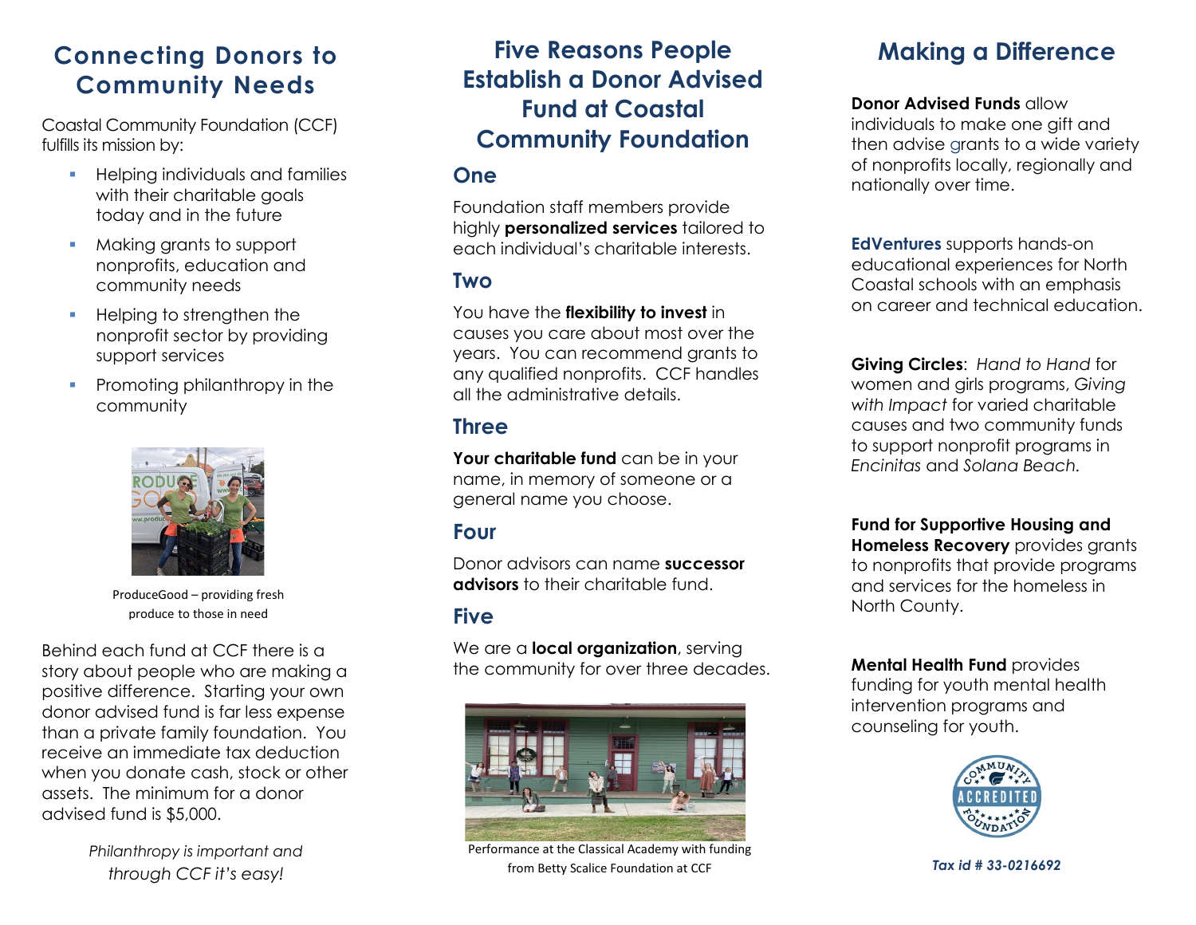## Connecting Donors to Community Needs

Coastal Community Foundation (CCF) fulfills its mission by:

- Helping individuals and families with their charitable goals today and in the future
- Making grants to support nonprofits, education and community needs
- Helping to strengthen the nonprofit sector by providing support services
- Promoting philanthropy in the community

ProduceGood – providing fresh produce to those in need

Behind each fund at CCF there is a story about people who are making a positive difference. Starting your own donor advised fund is far less expense than a private family foundation. You receive an immediate tax deduction when you donate cash, stock or other assets. The minimum for a donor advised fund is $5,000.

*Philanthropy is important and through CCF it's easy!*

## Five Reasons People Establish a Donor Advised Fund at Coastal Community Foundation

### One

Foundation staff members provide highly **personalized services** tailored to each individual's charitable interests.

### Two

You have the **flexibility to invest** in causes you care about most over the years. You can recommend grants to any qualified nonprofits. CCF handles all the administrative details.

### Three

**Your charitable fund** can be in your name, in memory of someone or a general name you choose.

### Four

Donor advisors can name **successor advisors** to their charitable fund.

### Five

We are a **local organization**, serving the community for over three decades.

Performance at the Classical Academy with funding from Betty Scalice Foundation at CCF

## Making a Difference

**Donor Advised Funds** allow individuals to make one gift and then advise grants to a wide variety of nonprofits locally, regionally and nationally over time.

**EdVentures** supports hands-on educational experiences for North Coastal schools with an emphasis on career and technical education.

**Giving Circles**: *Hand to Hand* for women and girls programs, *Giving with Impact* for varied charitable causes and two community funds to support nonprofit programs in *Encinitas* and *Solana Beach.*

**Fund for Supportive Housing and Homeless Recovery** provides grants to nonprofits that provide programs and services for the homeless in North County.

**Mental Health Fund** provides funding for youth mental health intervention programs and counseling for youth.

*Tax id # 33-0216692*